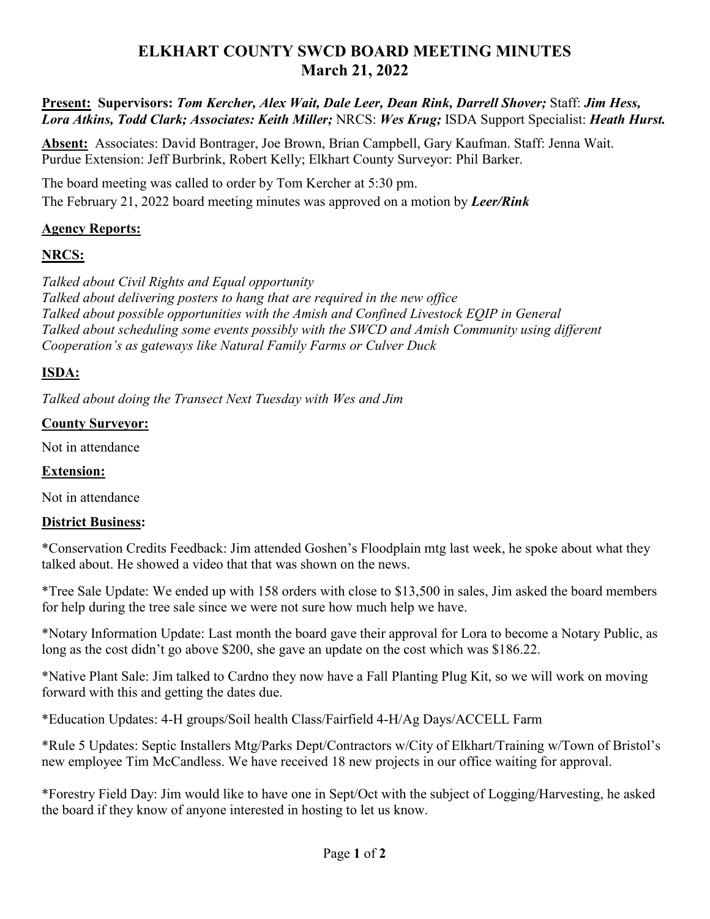# ELKHART COUNTY SWCD BOARD MEETING MINUTES
## March 21, 2022

**Present: Supervisors:** ***Tom Kercher, Alex Wait, Dale Leer, Dean Rink, Darrell Shover;*** Staff: ***Jim Hess, Lora Atkins, Todd Clark; Associates: Keith Miller;*** NRCS: ***Wes Krug;*** ISDA Support Specialist: ***Heath Hurst.***

**Absent:** Associates: David Bontrager, Joe Brown, Brian Campbell, Gary Kaufman. Staff: Jenna Wait. Purdue Extension: Jeff Burbrink, Robert Kelly; Elkhart County Surveyor: Phil Barker.

The board meeting was called to order by Tom Kercher at 5:30 pm.
The February 21, 2022 board meeting minutes was approved on a motion by ***Leer/Rink***

**Agency Reports:**

**NRCS:**

*Talked about Civil Rights and Equal opportunity*
*Talked about delivering posters to hang that are required in the new office*
*Talked about possible opportunities with the Amish and Confined Livestock EQIP in General*
*Talked about scheduling some events possibly with the SWCD and Amish Community using different Cooperation's as gateways like Natural Family Farms or Culver Duck*

**ISDA:**

*Talked about doing the Transect Next Tuesday with Wes and Jim*

**County Surveyor:**

Not in attendance

**Extension:**

Not in attendance

**District Business:**

*Conservation Credits Feedback: Jim attended Goshen's Floodplain mtg last week, he spoke about what they talked about. He showed a video that that was shown on the news.

*Tree Sale Update: We ended up with 158 orders with close to $13,500 in sales, Jim asked the board members for help during the tree sale since we were not sure how much help we have.

*Notary Information Update: Last month the board gave their approval for Lora to become a Notary Public, as long as the cost didn't go above $200, she gave an update on the cost which was $186.22.

*Native Plant Sale: Jim talked to Cardno they now have a Fall Planting Plug Kit, so we will work on moving forward with this and getting the dates due.

*Education Updates: 4-H groups/Soil health Class/Fairfield 4-H/Ag Days/ACCELL Farm

*Rule 5 Updates: Septic Installers Mtg/Parks Dept/Contractors w/City of Elkhart/Training w/Town of Bristol's new employee Tim McCandless. We have received 18 new projects in our office waiting for approval.

*Forestry Field Day: Jim would like to have one in Sept/Oct with the subject of Logging/Harvesting, he asked the board if they know of anyone interested in hosting to let us know.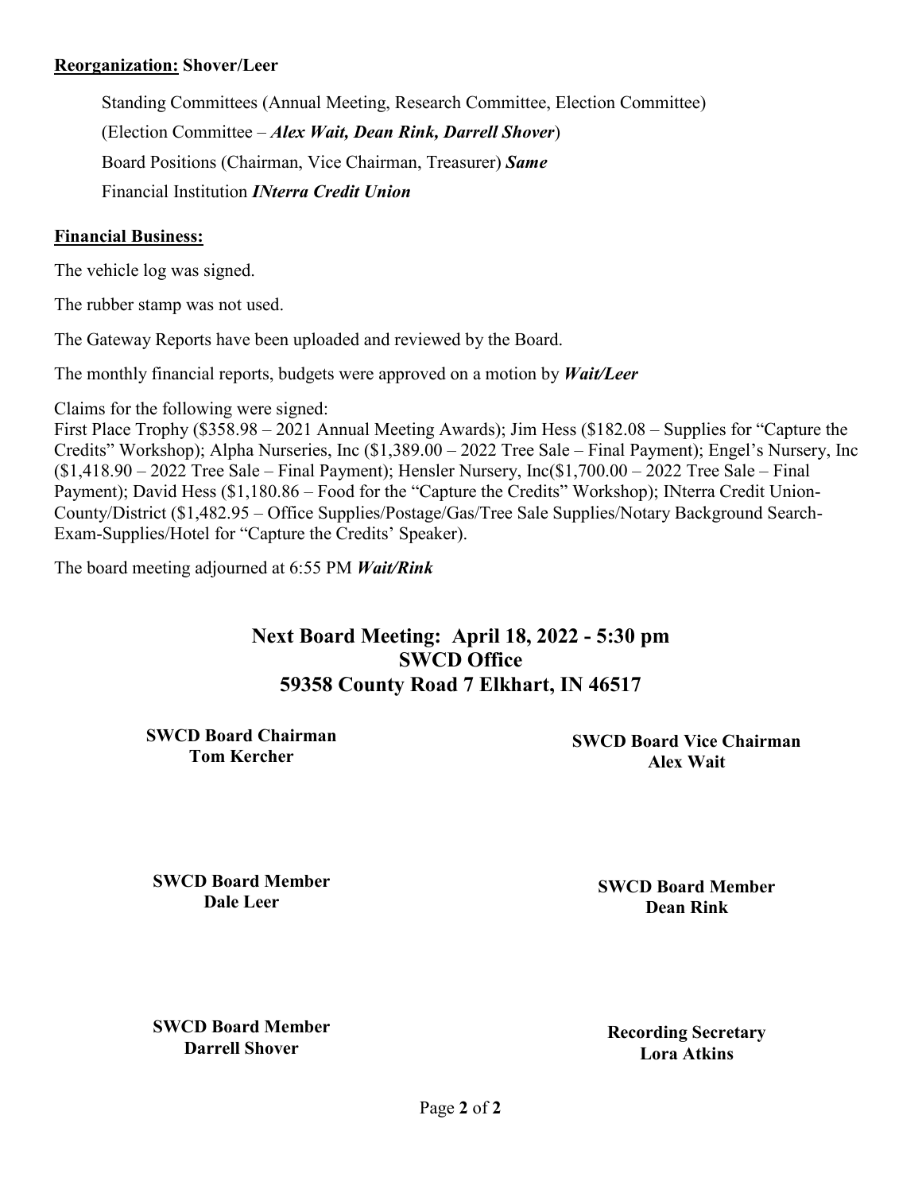**<u>Reorganization:</u> Shover/Leer**

Standing Committees (Annual Meeting, Research Committee, Election Committee)

(Election Committee – ***Alex Wait, Dean Rink, Darrell Shover***)

Board Positions (Chairman, Vice Chairman, Treasurer) ***Same***

Financial Institution ***INterra Credit Union***

**<u>Financial Business:</u>**

The vehicle log was signed.

The rubber stamp was not used.

The Gateway Reports have been uploaded and reviewed by the Board.

The monthly financial reports, budgets were approved on a motion by ***Wait/Leer***

Claims for the following were signed:
First Place Trophy ($358.98 – 2021 Annual Meeting Awards); Jim Hess ($182.08 – Supplies for "Capture the Credits" Workshop); Alpha Nurseries, Inc ($1,389.00 – 2022 Tree Sale – Final Payment); Engel's Nursery, Inc ($1,418.90 – 2022 Tree Sale – Final Payment); Hensler Nursery, Inc($1,700.00 – 2022 Tree Sale – Final Payment); David Hess ($1,180.86 – Food for the "Capture the Credits" Workshop); INterra Credit Union-County/District ($1,482.95 – Office Supplies/Postage/Gas/Tree Sale Supplies/Notary Background Search-Exam-Supplies/Hotel for "Capture the Credits' Speaker).

The board meeting adjourned at 6:55 PM ***Wait/Rink***

## Next Board Meeting: April 18, 2022 - 5:30 pm
## SWCD Office
## 59358 County Road 7 Elkhart, IN 46517

**SWCD Board Chairman**
**Tom Kercher**

**SWCD Board Vice Chairman**
**Alex Wait**

**SWCD Board Member**
**Dale Leer**

**SWCD Board Member**
**Dean Rink**

**SWCD Board Member**
**Darrell Shover**

**Recording Secretary**
**Lora Atkins**